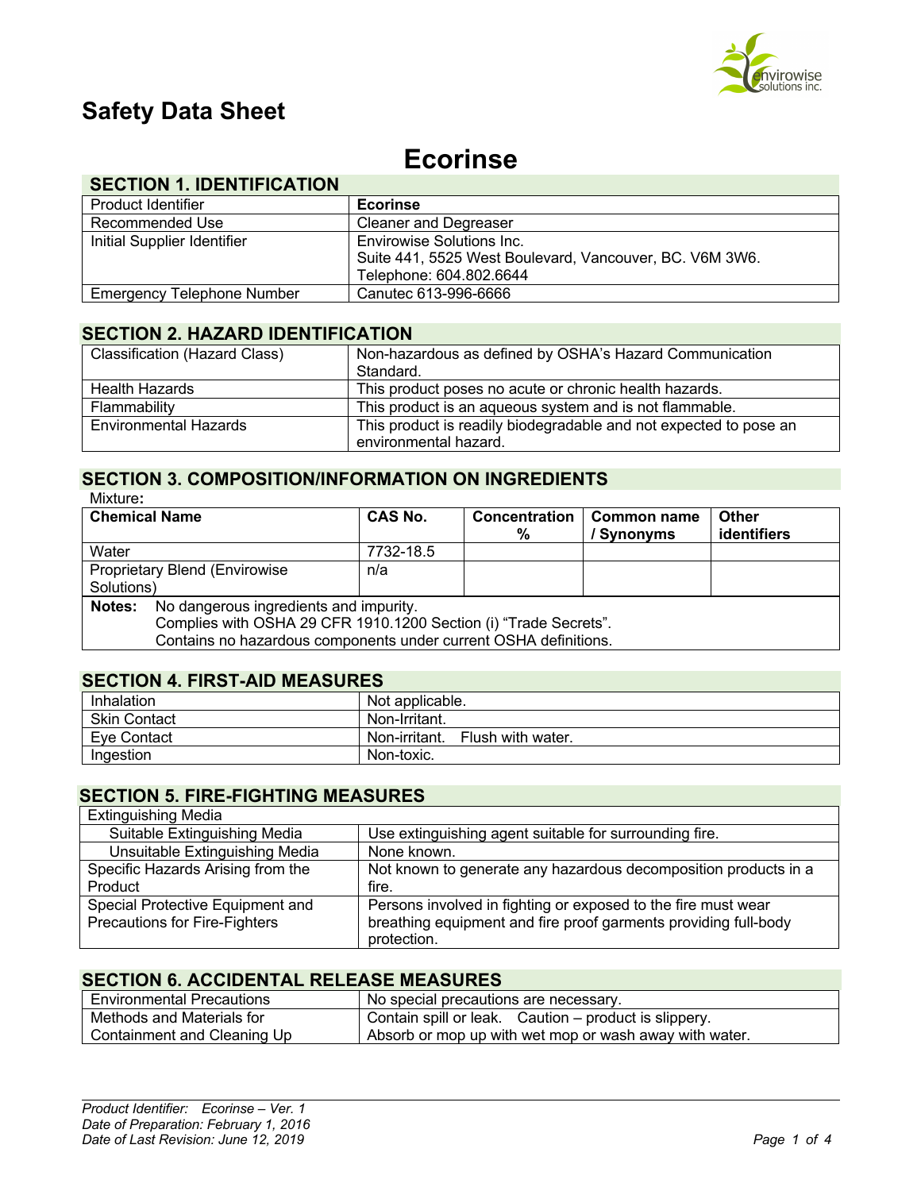# Safety Data Sheet

# Ecorinse

## SECTION 1. IDENTIFICATION

| | |
|---|---|
| Product Identifier | **Ecorinse** |
| Recommended Use | Cleaner and Degreaser |
| Initial Supplier Identifier | Envirowise Solutions Inc.<br>Suite 441, 5525 West Boulevard, Vancouver, BC. V6M 3W6.<br>Telephone: 604.802.6644 |
| Emergency Telephone Number | Canutec 613-996-6666 |

## SECTION 2. HAZARD IDENTIFICATION

| | |
|---|---|
| Classification (Hazard Class) | Non-hazardous as defined by OSHA's Hazard Communication Standard. |
| Health Hazards | This product poses no acute or chronic health hazards. |
| Flammability | This product is an aqueous system and is not flammable. |
| Environmental Hazards | This product is readily biodegradable and not expected to pose an environmental hazard. |

## SECTION 3. COMPOSITION/INFORMATION ON INGREDIENTS

Mixture**:**

| Chemical Name | CAS No. | Concentration % | Common name / Synonyms | Other identifiers |
|---|---|---|---|---|
| Water | 7732-18.5 | | | |
| Proprietary Blend (Envirowise Solutions) | n/a | | | |

**Notes:** No dangerous ingredients and impurity.
Complies with OSHA 29 CFR 1910.1200 Section (i) "Trade Secrets".
Contains no hazardous components under current OSHA definitions.

## SECTION 4. FIRST-AID MEASURES

| | |
|---|---|
| Inhalation | Not applicable. |
| Skin Contact | Non-Irritant. |
| Eye Contact | Non-irritant. Flush with water. |
| Ingestion | Non-toxic. |

## SECTION 5. FIRE-FIGHTING MEASURES

| | |
|---|---|
| Extinguishing Media | |
| Suitable Extinguishing Media | Use extinguishing agent suitable for surrounding fire. |
| Unsuitable Extinguishing Media | None known. |
| Specific Hazards Arising from the Product | Not known to generate any hazardous decomposition products in a fire. |
| Special Protective Equipment and Precautions for Fire-Fighters | Persons involved in fighting or exposed to the fire must wear breathing equipment and fire proof garments providing full-body protection. |

## SECTION 6. ACCIDENTAL RELEASE MEASURES

| | |
|---|---|
| Environmental Precautions | No special precautions are necessary. |
| Methods and Materials for Containment and Cleaning Up | Contain spill or leak. Caution – product is slippery.<br>Absorb or mop up with wet mop or wash away with water. |

*Product Identifier: Ecorinse – Ver. 1*
*Date of Preparation: February 1, 2016*
*Date of Last Revision: June 12, 2019*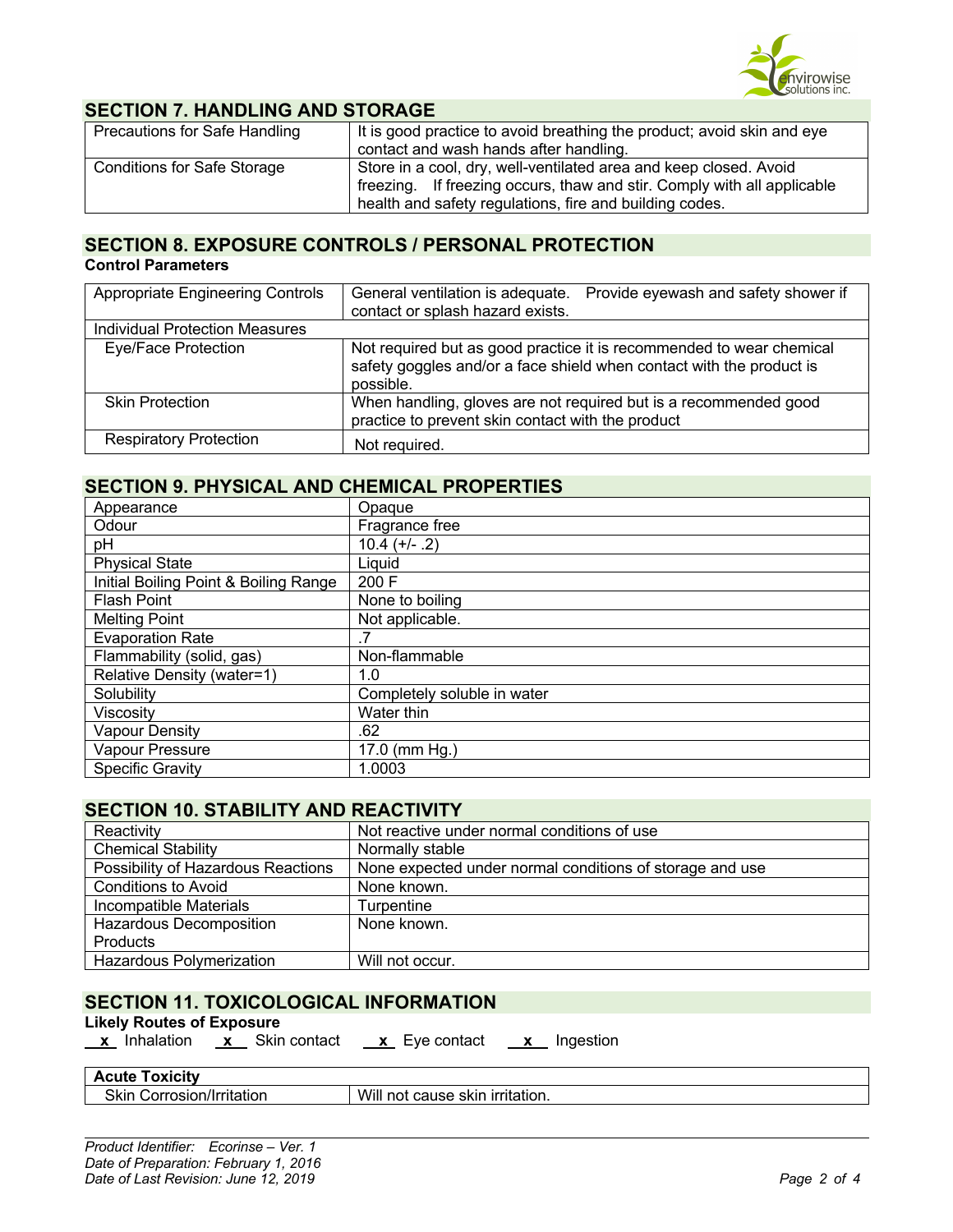## SECTION 7. HANDLING AND STORAGE

| | |
|---|---|
| Precautions for Safe Handling | It is good practice to avoid breathing the product; avoid skin and eye contact and wash hands after handling. |
| Conditions for Safe Storage | Store in a cool, dry, well-ventilated area and keep closed. Avoid freezing. If freezing occurs, thaw and stir. Comply with all applicable health and safety regulations, fire and building codes. |

## SECTION 8. EXPOSURE CONTROLS / PERSONAL PROTECTION

**Control Parameters**

| | |
|---|---|
| Appropriate Engineering Controls | General ventilation is adequate. Provide eyewash and safety shower if contact or splash hazard exists. |
| Individual Protection Measures | |
| Eye/Face Protection | Not required but as good practice it is recommended to wear chemical safety goggles and/or a face shield when contact with the product is possible. |
| Skin Protection | When handling, gloves are not required but is a recommended good practice to prevent skin contact with the product |
| Respiratory Protection | Not required. |

## SECTION 9. PHYSICAL AND CHEMICAL PROPERTIES

| | |
|---|---|
| Appearance | Opaque |
| Odour | Fragrance free |
| pH | 10.4 (+/- .2) |
| Physical State | Liquid |
| Initial Boiling Point & Boiling Range | 200 F |
| Flash Point | None to boiling |
| Melting Point | Not applicable. |
| Evaporation Rate | .7 |
| Flammability (solid, gas) | Non-flammable |
| Relative Density (water=1) | 1.0 |
| Solubility | Completely soluble in water |
| Viscosity | Water thin |
| Vapour Density | .62 |
| Vapour Pressure | 17.0 (mm Hg.) |
| Specific Gravity | 1.0003 |

## SECTION 10. STABILITY AND REACTIVITY

| | |
|---|---|
| Reactivity | Not reactive under normal conditions of use |
| Chemical Stability | Normally stable |
| Possibility of Hazardous Reactions | None expected under normal conditions of storage and use |
| Conditions to Avoid | None known. |
| Incompatible Materials | Turpentine |
| Hazardous Decomposition Products | None known. |
| Hazardous Polymerization | Will not occur. |

## SECTION 11. TOXICOLOGICAL INFORMATION

**Likely Routes of Exposure**

x Inhalation   x Skin contact   x Eye contact   x Ingestion

| **Acute Toxicity** | |
|---|---|
| Skin Corrosion/Irritation | Will not cause skin irritation. |

*Product Identifier: Ecorinse – Ver. 1*
*Date of Preparation: February 1, 2016*
*Date of Last Revision: June 12, 2019*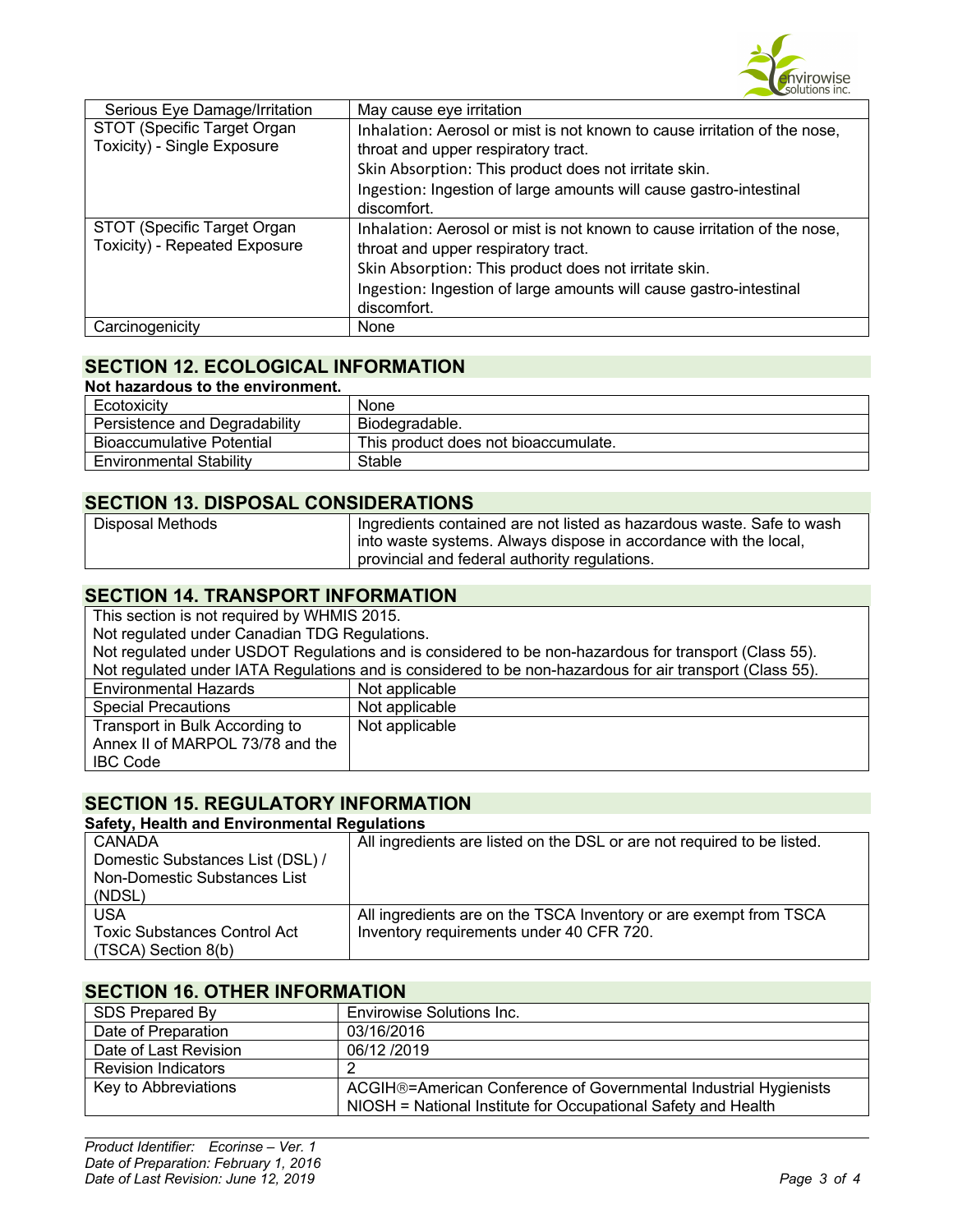| Serious Eye Damage/Irritation | May cause eye irritation |
|---|---|
| STOT (Specific Target Organ Toxicity) - Single Exposure | Inhalation: Aerosol or mist is not known to cause irritation of the nose, throat and upper respiratory tract.<br>Skin Absorption: This product does not irritate skin.<br>Ingestion: Ingestion of large amounts will cause gastro-intestinal discomfort. |
| STOT (Specific Target Organ Toxicity) - Repeated Exposure | Inhalation: Aerosol or mist is not known to cause irritation of the nose, throat and upper respiratory tract.<br>Skin Absorption: This product does not irritate skin.<br>Ingestion: Ingestion of large amounts will cause gastro-intestinal discomfort. |
| Carcinogenicity | None |

## SECTION 12. ECOLOGICAL INFORMATION

**Not hazardous to the environment.**

| Ecotoxicity | None |
|---|---|
| Persistence and Degradability | Biodegradable. |
| Bioaccumulative Potential | This product does not bioaccumulate. |
| Environmental Stability | Stable |

## SECTION 13. DISPOSAL CONSIDERATIONS

| Disposal Methods | Ingredients contained are not listed as hazardous waste. Safe to wash into waste systems. Always dispose in accordance with the local, provincial and federal authority regulations. |
|---|---|

## SECTION 14. TRANSPORT INFORMATION

This section is not required by WHMIS 2015.
Not regulated under Canadian TDG Regulations.
Not regulated under USDOT Regulations and is considered to be non-hazardous for transport (Class 55).
Not regulated under IATA Regulations and is considered to be non-hazardous for air transport (Class 55).

| Environmental Hazards | Not applicable |
|---|---|
| Special Precautions | Not applicable |
| Transport in Bulk According to Annex II of MARPOL 73/78 and the IBC Code | Not applicable |

## SECTION 15. REGULATORY INFORMATION

**Safety, Health and Environmental Regulations**

| CANADA<br>Domestic Substances List (DSL) / Non-Domestic Substances List (NDSL) | All ingredients are listed on the DSL or are not required to be listed. |
|---|---|
| USA<br>Toxic Substances Control Act (TSCA) Section 8(b) | All ingredients are on the TSCA Inventory or are exempt from TSCA Inventory requirements under 40 CFR 720. |

## SECTION 16. OTHER INFORMATION

| SDS Prepared By | Envirowise Solutions Inc. |
|---|---|
| Date of Preparation | 03/16/2016 |
| Date of Last Revision | 06/12 /2019 |
| Revision Indicators | 2 |
| Key to Abbreviations | ACGIH®=American Conference of Governmental Industrial Hygienists<br>NIOSH = National Institute for Occupational Safety and Health |

*Product Identifier: Ecorinse – Ver. 1*
*Date of Preparation: February 1, 2016*
*Date of Last Revision: June 12, 2019*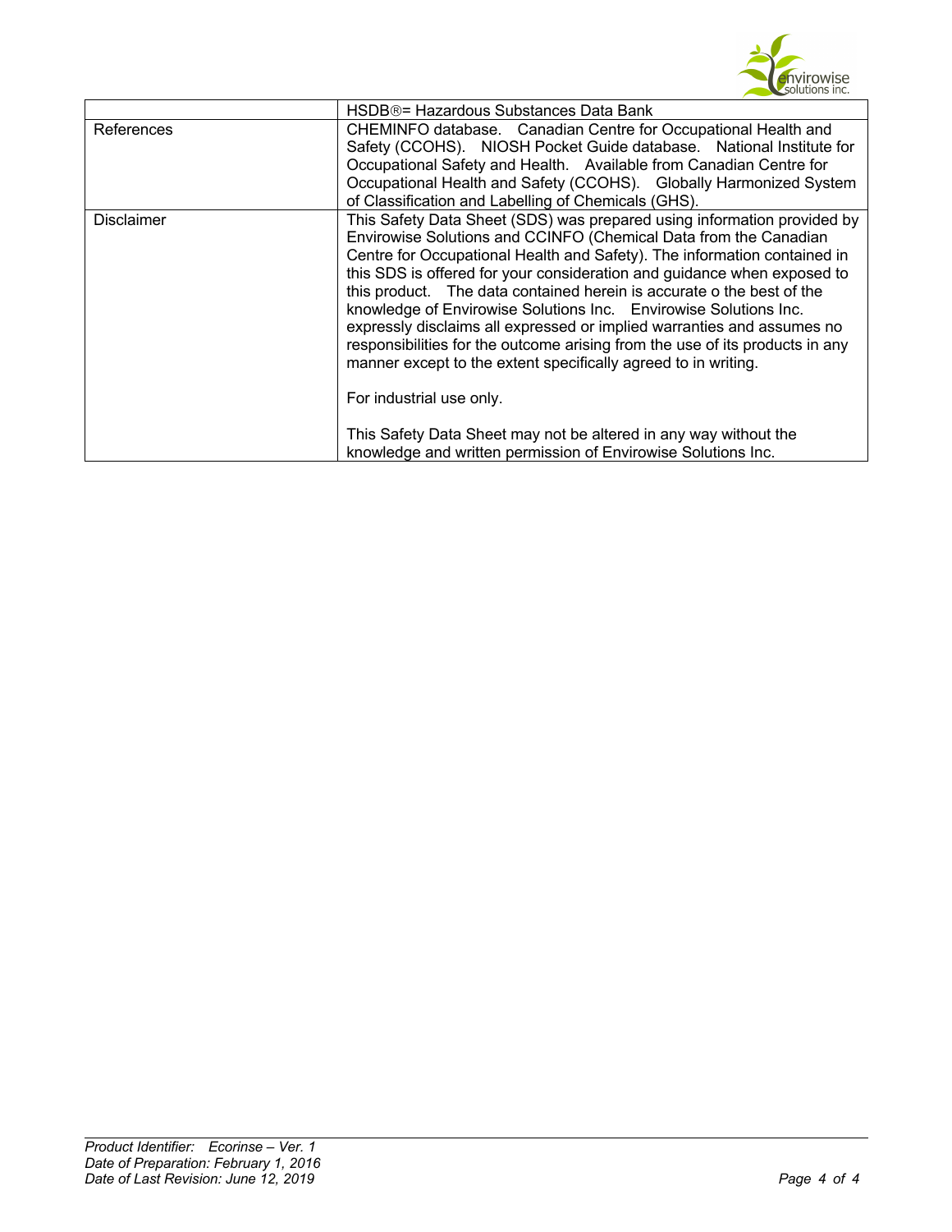| | |
|---|---|
| | HSDB®= Hazardous Substances Data Bank |
| References | CHEMINFO database. Canadian Centre for Occupational Health and Safety (CCOHS). NIOSH Pocket Guide database. National Institute for Occupational Safety and Health. Available from Canadian Centre for Occupational Health and Safety (CCOHS). Globally Harmonized System of Classification and Labelling of Chemicals (GHS). |
| Disclaimer | This Safety Data Sheet (SDS) was prepared using information provided by Envirowise Solutions and CCINFO (Chemical Data from the Canadian Centre for Occupational Health and Safety). The information contained in this SDS is offered for your consideration and guidance when exposed to this product. The data contained herein is accurate o the best of the knowledge of Envirowise Solutions Inc. Envirowise Solutions Inc. expressly disclaims all expressed or implied warranties and assumes no responsibilities for the outcome arising from the use of its products in any manner except to the extent specifically agreed to in writing.<br><br>For industrial use only.<br><br>This Safety Data Sheet may not be altered in any way without the knowledge and written permission of Envirowise Solutions Inc. |

*Product Identifier: Ecorinse – Ver. 1*
*Date of Preparation: February 1, 2016*
*Date of Last Revision: June 12, 2019*